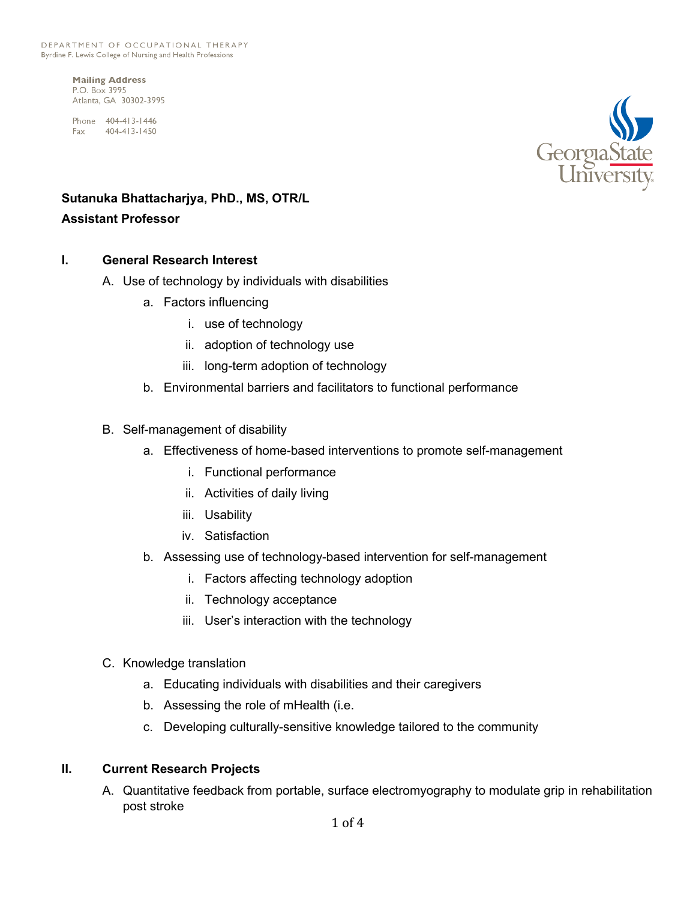DEPARTMENT OF OCCUPATIONAL THERAPY
Byrdine F. Lewis College of Nursing and Health Professions

**Mailing Address**
P.O. Box 3995
Atlanta, GA 30302-3995

Phone 404-413-1446
Fax 404-413-1450

**Sutanuka Bhattacharjya, PhD., MS, OTR/L**
**Assistant Professor**

## I. General Research Interest

A. Use of technology by individuals with disabilities
   a. Factors influencing
      i. use of technology
      ii. adoption of technology use
      iii. long-term adoption of technology
   b. Environmental barriers and facilitators to functional performance

B. Self-management of disability
   a. Effectiveness of home-based interventions to promote self-management
      i. Functional performance
      ii. Activities of daily living
      iii. Usability
      iv. Satisfaction
   b. Assessing use of technology-based intervention for self-management
      i. Factors affecting technology adoption
      ii. Technology acceptance
      iii. User's interaction with the technology

C. Knowledge translation
   a. Educating individuals with disabilities and their caregivers
   b. Assessing the role of mHealth (i.e.
   c. Developing culturally-sensitive knowledge tailored to the community

## II. Current Research Projects

A. Quantitative feedback from portable, surface electromyography to modulate grip in rehabilitation post stroke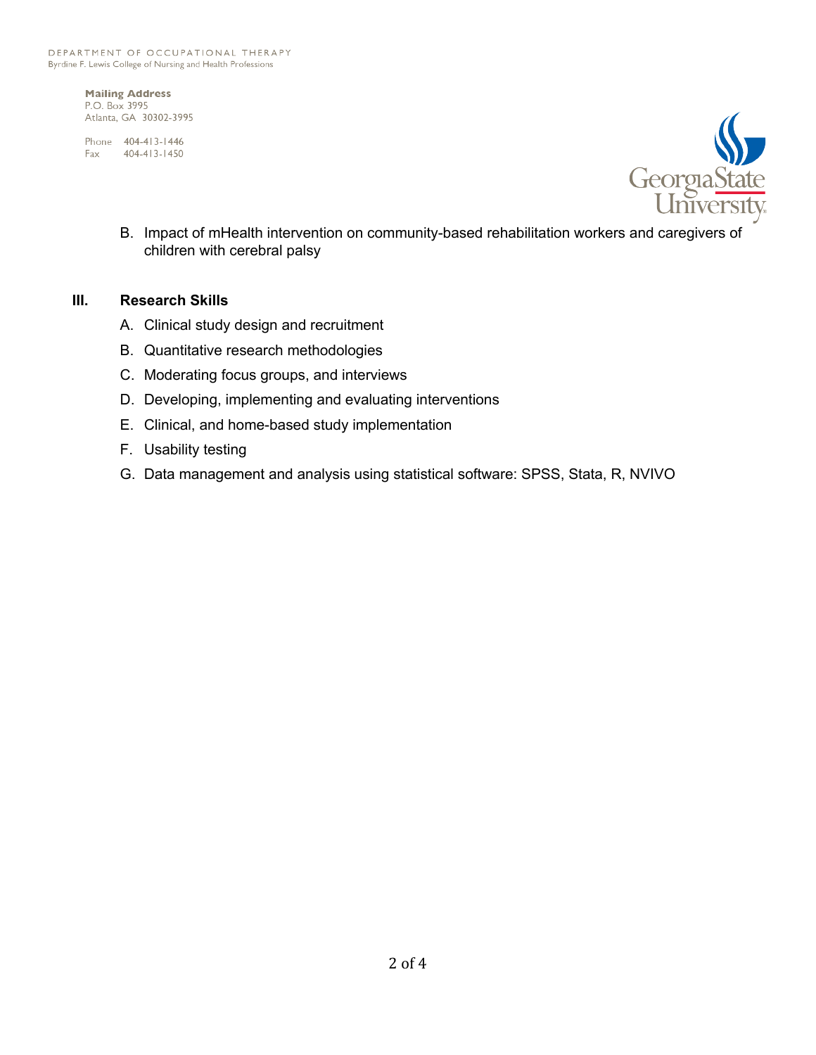DEPARTMENT OF OCCUPATIONAL THERAPY
Byrdine F. Lewis College of Nursing and Health Professions

**Mailing Address**
P.O. Box 3995
Atlanta, GA 30302-3995

Phone 404-413-1446
Fax 404-413-1450

B. Impact of mHealth intervention on community-based rehabilitation workers and caregivers of children with cerebral palsy

## III. Research Skills

A. Clinical study design and recruitment

B. Quantitative research methodologies

C. Moderating focus groups, and interviews

D. Developing, implementing and evaluating interventions

E. Clinical, and home-based study implementation

F. Usability testing

G. Data management and analysis using statistical software: SPSS, Stata, R, NVIVO